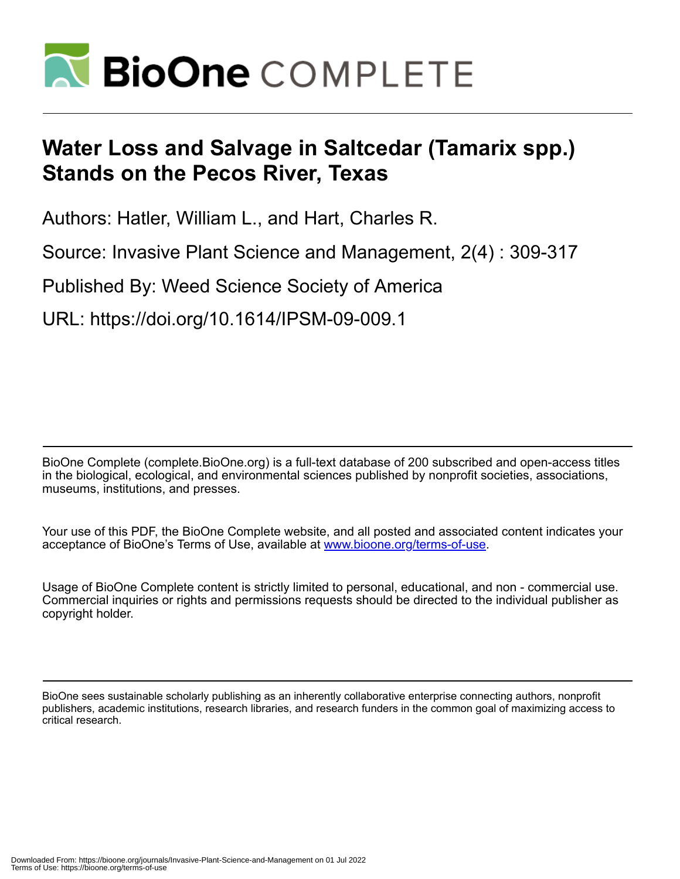# Water Loss and Salvage in Saltcedar (Tamarix spp.) Stands on the Pecos River, Texas

Authors: Hatler, William L., and Hart, Charles R.

Source: Invasive Plant Science and Management, 2(4) : 309-317

Published By: Weed Science Society of America

URL: https://doi.org/10.1614/IPSM-09-009.1

BioOne Complete (complete.BioOne.org) is a full-text database of 200 subscribed and open-access titles in the biological, ecological, and environmental sciences published by nonprofit societies, associations, museums, institutions, and presses.

Your use of this PDF, the BioOne Complete website, and all posted and associated content indicates your acceptance of BioOne's Terms of Use, available at www.bioone.org/terms-of-use.

Usage of BioOne Complete content is strictly limited to personal, educational, and non - commercial use. Commercial inquiries or rights and permissions requests should be directed to the individual publisher as copyright holder.

BioOne sees sustainable scholarly publishing as an inherently collaborative enterprise connecting authors, nonprofit publishers, academic institutions, research libraries, and research funders in the common goal of maximizing access to critical research.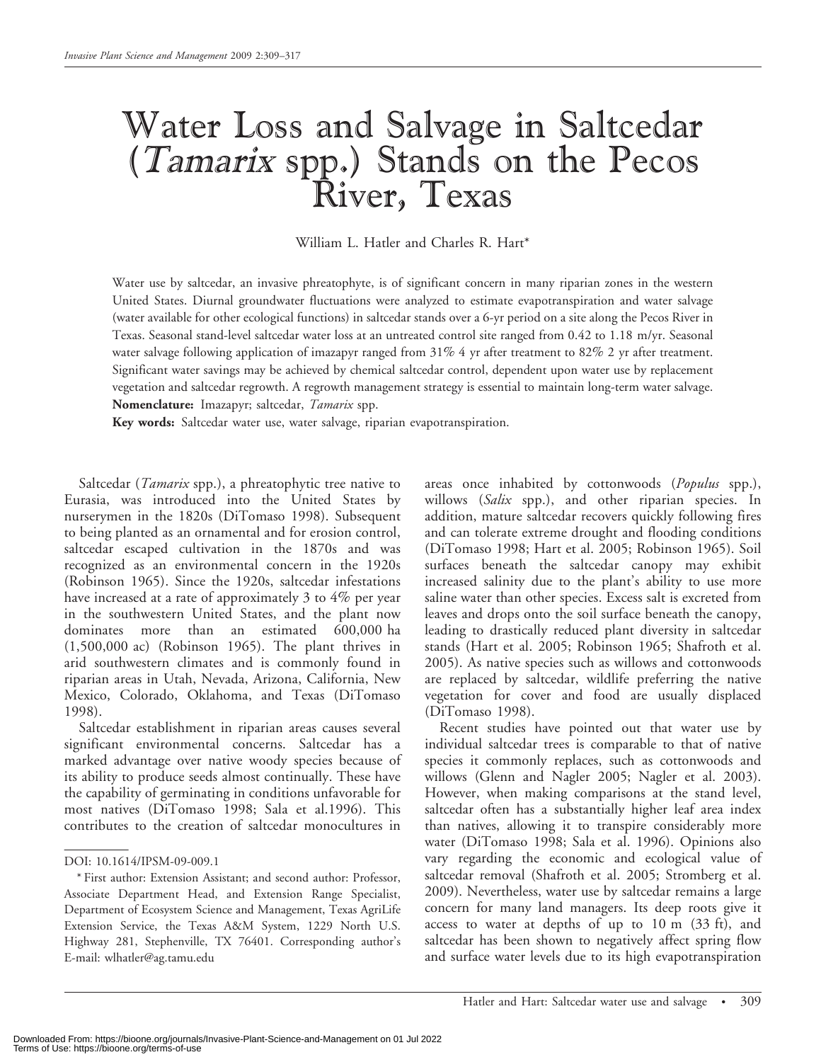# Water Loss and Salvage in Saltcedar (*Tamarix* spp.) Stands on the Pecos River, Texas

William L. Hatler and Charles R. Hart*

Water use by saltcedar, an invasive phreatophyte, is of significant concern in many riparian zones in the western United States. Diurnal groundwater fluctuations were analyzed to estimate evapotranspiration and water salvage (water available for other ecological functions) in saltcedar stands over a 6-yr period on a site along the Pecos River in Texas. Seasonal stand-level saltcedar water loss at an untreated control site ranged from 0.42 to 1.18 m/yr. Seasonal water salvage following application of imazapyr ranged from 31% 4 yr after treatment to 82% 2 yr after treatment. Significant water savings may be achieved by chemical saltcedar control, dependent upon water use by replacement vegetation and saltcedar regrowth. A regrowth management strategy is essential to maintain long-term water salvage.

**Nomenclature:** Imazapyr; saltcedar, *Tamarix* spp.

**Key words:** Saltcedar water use, water salvage, riparian evapotranspiration.

Saltcedar (*Tamarix* spp.), a phreatophytic tree native to Eurasia, was introduced into the United States by nurserymen in the 1820s (DiTomaso 1998). Subsequent to being planted as an ornamental and for erosion control, saltcedar escaped cultivation in the 1870s and was recognized as an environmental concern in the 1920s (Robinson 1965). Since the 1920s, saltcedar infestations have increased at a rate of approximately 3 to 4% per year in the southwestern United States, and the plant now dominates more than an estimated 600,000 ha (1,500,000 ac) (Robinson 1965). The plant thrives in arid southwestern climates and is commonly found in riparian areas in Utah, Nevada, Arizona, California, New Mexico, Colorado, Oklahoma, and Texas (DiTomaso 1998).

Saltcedar establishment in riparian areas causes several significant environmental concerns. Saltcedar has a marked advantage over native woody species because of its ability to produce seeds almost continually. These have the capability of germinating in conditions unfavorable for most natives (DiTomaso 1998; Sala et al.1996). This contributes to the creation of saltcedar monocultures in areas once inhabited by cottonwoods (*Populus* spp.), willows (*Salix* spp.), and other riparian species. In addition, mature saltcedar recovers quickly following fires and can tolerate extreme drought and flooding conditions (DiTomaso 1998; Hart et al. 2005; Robinson 1965). Soil surfaces beneath the saltcedar canopy may exhibit increased salinity due to the plant's ability to use more saline water than other species. Excess salt is excreted from leaves and drops onto the soil surface beneath the canopy, leading to drastically reduced plant diversity in saltcedar stands (Hart et al. 2005; Robinson 1965; Shafroth et al. 2005). As native species such as willows and cottonwoods are replaced by saltcedar, wildlife preferring the native vegetation for cover and food are usually displaced (DiTomaso 1998).

Recent studies have pointed out that water use by individual saltcedar trees is comparable to that of native species it commonly replaces, such as cottonwoods and willows (Glenn and Nagler 2005; Nagler et al. 2003). However, when making comparisons at the stand level, saltcedar often has a substantially higher leaf area index than natives, allowing it to transpire considerably more water (DiTomaso 1998; Sala et al. 1996). Opinions also vary regarding the economic and ecological value of saltcedar removal (Shafroth et al. 2005; Stromberg et al. 2009). Nevertheless, water use by saltcedar remains a large concern for many land managers. Its deep roots give it access to water at depths of up to 10 m (33 ft), and saltcedar has been shown to negatively affect spring flow and surface water levels due to its high evapotranspiration

DOI: 10.1614/IPSM-09-009.1

\* First author: Extension Assistant; and second author: Professor, Associate Department Head, and Extension Range Specialist, Department of Ecosystem Science and Management, Texas AgriLife Extension Service, the Texas A&M System, 1229 North U.S. Highway 281, Stephenville, TX 76401. Corresponding author's E-mail: wlhatler@ag.tamu.edu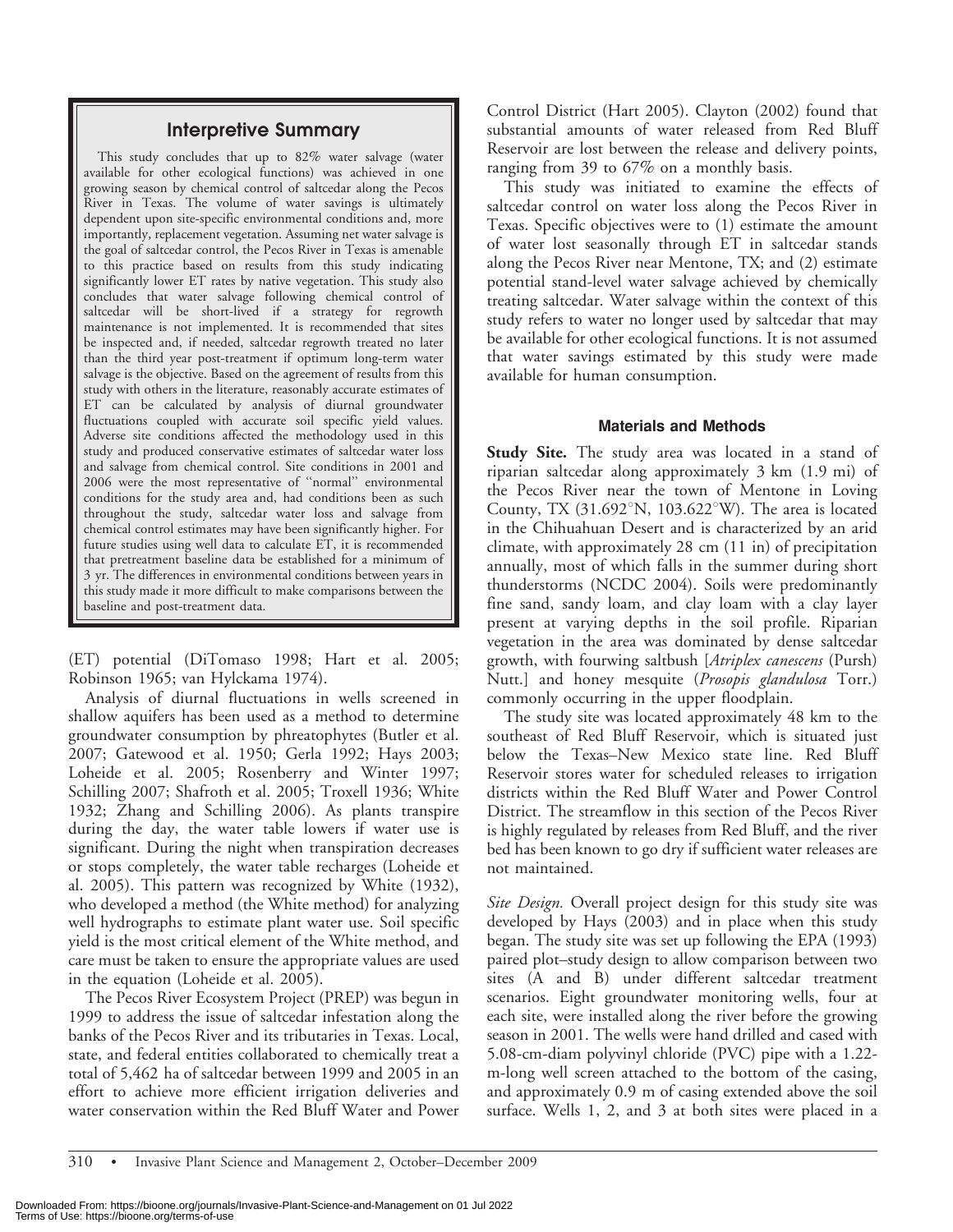## Interpretive Summary

This study concludes that up to 82% water salvage (water available for other ecological functions) was achieved in one growing season by chemical control of saltcedar along the Pecos River in Texas. The volume of water savings is ultimately dependent upon site-specific environmental conditions and, more importantly, replacement vegetation. Assuming net water salvage is the goal of saltcedar control, the Pecos River in Texas is amenable to this practice based on results from this study indicating significantly lower ET rates by native vegetation. This study also concludes that water salvage following chemical control of saltcedar will be short-lived if a strategy for regrowth maintenance is not implemented. It is recommended that sites be inspected and, if needed, saltcedar regrowth treated no later than the third year post-treatment if optimum long-term water salvage is the objective. Based on the agreement of results from this study with others in the literature, reasonably accurate estimates of ET can be calculated by analysis of diurnal groundwater fluctuations coupled with accurate soil specific yield values. Adverse site conditions affected the methodology used in this study and produced conservative estimates of saltcedar water loss and salvage from chemical control. Site conditions in 2001 and 2006 were the most representative of ''normal'' environmental conditions for the study area and, had conditions been as such throughout the study, saltcedar water loss and salvage from chemical control estimates may have been significantly higher. For future studies using well data to calculate ET, it is recommended that pretreatment baseline data be established for a minimum of 3 yr. The differences in environmental conditions between years in this study made it more difficult to make comparisons between the baseline and post-treatment data.

(ET) potential (DiTomaso 1998; Hart et al. 2005; Robinson 1965; van Hylckama 1974).

Analysis of diurnal fluctuations in wells screened in shallow aquifers has been used as a method to determine groundwater consumption by phreatophytes (Butler et al. 2007; Gatewood et al. 1950; Gerla 1992; Hays 2003; Loheide et al. 2005; Rosenberry and Winter 1997; Schilling 2007; Shafroth et al. 2005; Troxell 1936; White 1932; Zhang and Schilling 2006). As plants transpire during the day, the water table lowers if water use is significant. During the night when transpiration decreases or stops completely, the water table recharges (Loheide et al. 2005). This pattern was recognized by White (1932), who developed a method (the White method) for analyzing well hydrographs to estimate plant water use. Soil specific yield is the most critical element of the White method, and care must be taken to ensure the appropriate values are used in the equation (Loheide et al. 2005).

The Pecos River Ecosystem Project (PREP) was begun in 1999 to address the issue of saltcedar infestation along the banks of the Pecos River and its tributaries in Texas. Local, state, and federal entities collaborated to chemically treat a total of 5,462 ha of saltcedar between 1999 and 2005 in an effort to achieve more efficient irrigation deliveries and water conservation within the Red Bluff Water and Power Control District (Hart 2005). Clayton (2002) found that substantial amounts of water released from Red Bluff Reservoir are lost between the release and delivery points, ranging from 39 to 67% on a monthly basis.

This study was initiated to examine the effects of saltcedar control on water loss along the Pecos River in Texas. Specific objectives were to (1) estimate the amount of water lost seasonally through ET in saltcedar stands along the Pecos River near Mentone, TX; and (2) estimate potential stand-level water salvage achieved by chemically treating saltcedar. Water salvage within the context of this study refers to water no longer used by saltcedar that may be available for other ecological functions. It is not assumed that water savings estimated by this study were made available for human consumption.

## Materials and Methods

**Study Site.** The study area was located in a stand of riparian saltcedar along approximately 3 km (1.9 mi) of the Pecos River near the town of Mentone in Loving County, TX (31.692°N, 103.622°W). The area is located in the Chihuahuan Desert and is characterized by an arid climate, with approximately 28 cm (11 in) of precipitation annually, most of which falls in the summer during short thunderstorms (NCDC 2004). Soils were predominantly fine sand, sandy loam, and clay loam with a clay layer present at varying depths in the soil profile. Riparian vegetation in the area was dominated by dense saltcedar growth, with fourwing saltbush [*Atriplex canescens* (Pursh) Nutt.] and honey mesquite (*Prosopis glandulosa* Torr.) commonly occurring in the upper floodplain.

The study site was located approximately 48 km to the southeast of Red Bluff Reservoir, which is situated just below the Texas–New Mexico state line. Red Bluff Reservoir stores water for scheduled releases to irrigation districts within the Red Bluff Water and Power Control District. The streamflow in this section of the Pecos River is highly regulated by releases from Red Bluff, and the river bed has been known to go dry if sufficient water releases are not maintained.

*Site Design.* Overall project design for this study site was developed by Hays (2003) and in place when this study began. The study site was set up following the EPA (1993) paired plot–study design to allow comparison between two sites (A and B) under different saltcedar treatment scenarios. Eight groundwater monitoring wells, four at each site, were installed along the river before the growing season in 2001. The wells were hand drilled and cased with 5.08-cm-diam polyvinyl chloride (PVC) pipe with a 1.22-m-long well screen attached to the bottom of the casing, and approximately 0.9 m of casing extended above the soil surface. Wells 1, 2, and 3 at both sites were placed in a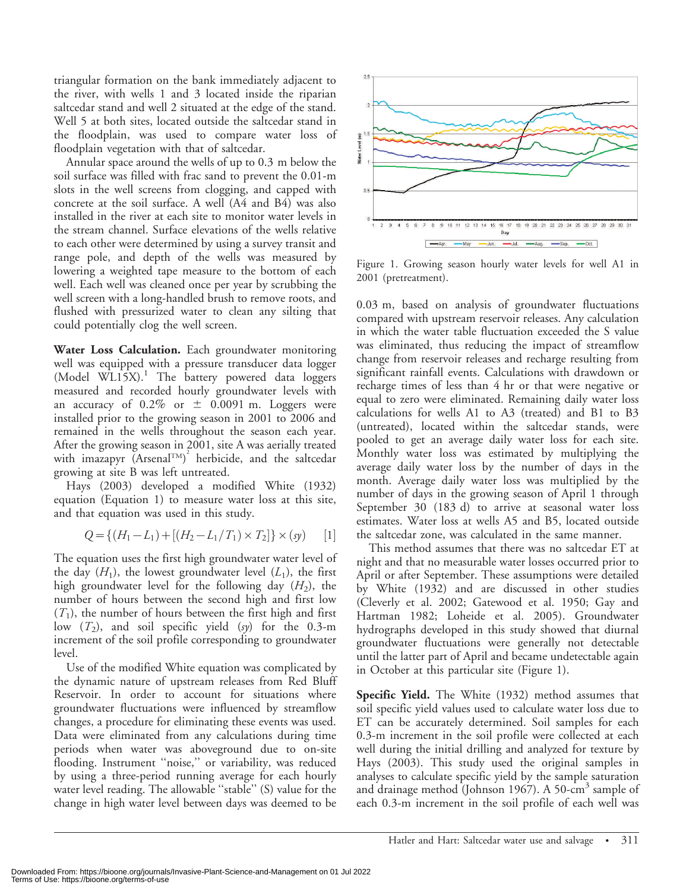triangular formation on the bank immediately adjacent to the river, with wells 1 and 3 located inside the riparian saltcedar stand and well 2 situated at the edge of the stand. Well 5 at both sites, located outside the saltcedar stand in the floodplain, was used to compare water loss of floodplain vegetation with that of saltcedar.

Annular space around the wells of up to 0.3 m below the soil surface was filled with frac sand to prevent the 0.01-m slots in the well screens from clogging, and capped with concrete at the soil surface. A well (A4 and B4) was also installed in the river at each site to monitor water levels in the stream channel. Surface elevations of the wells relative to each other were determined by using a survey transit and range pole, and depth of the wells was measured by lowering a weighted tape measure to the bottom of each well. Each well was cleaned once per year by scrubbing the well screen with a long-handled brush to remove roots, and flushed with pressurized water to clean any silting that could potentially clog the well screen.

**Water Loss Calculation.** Each groundwater monitoring well was equipped with a pressure transducer data logger (Model WL15X).[1] The battery powered data loggers measured and recorded hourly groundwater levels with an accuracy of 0.2% or ± 0.0091 m. Loggers were installed prior to the growing season in 2001 to 2006 and remained in the wells throughout the season each year. After the growing season in 2001, site A was aerially treated with imazapyr (Arsenal™)[2] herbicide, and the saltcedar growing at site B was left untreated.

Hays (2003) developed a modified White (1932) equation (Equation 1) to measure water loss at this site, and that equation was used in this study.

$$Q = \{(H_1 - L_1) + [(H_2 - L_1/T_1) \times T_2]\} \times (sy) \qquad [1]$$

The equation uses the first high groundwater water level of the day ($H_1$), the lowest groundwater level ($L_1$), the first high groundwater level for the following day ($H_2$), the number of hours between the second high and first low ($T_1$), the number of hours between the first high and first low ($T_2$), and soil specific yield ($sy$) for the 0.3-m increment of the soil profile corresponding to groundwater level.

Use of the modified White equation was complicated by the dynamic nature of upstream releases from Red Bluff Reservoir. In order to account for situations where groundwater fluctuations were influenced by streamflow changes, a procedure for eliminating these events was used. Data were eliminated from any calculations during time periods when water was aboveground due to on-site flooding. Instrument "noise," or variability, was reduced by using a three-period running average for each hourly water level reading. The allowable "stable" (S) value for the change in high water level between days was deemed to be 0.03 m, based on analysis of groundwater fluctuations compared with upstream reservoir releases. Any calculation in which the water table fluctuation exceeded the S value was eliminated, thus reducing the impact of streamflow change from reservoir releases and recharge resulting from significant rainfall events. Calculations with drawdown or recharge times of less than 4 hr or that were negative or equal to zero were eliminated. Remaining daily water loss calculations for wells A1 to A3 (treated) and B1 to B3 (untreated), located within the saltcedar stands, were pooled to get an average daily water loss for each site. Monthly water loss was estimated by multiplying the average daily water loss by the number of days in the month. Average daily water loss was multiplied by the number of days in the growing season of April 1 through September 30 (183 d) to arrive at seasonal water loss estimates. Water loss at wells A5 and B5, located outside the saltcedar zone, was calculated in the same manner.

This method assumes that there was no saltcedar ET at night and that no measurable water losses occurred prior to April or after September. These assumptions were detailed by White (1932) and are discussed in other studies (Cleverly et al. 2002; Gatewood et al. 1950; Gay and Hartman 1982; Loheide et al. 2005). Groundwater hydrographs developed in this study showed that diurnal groundwater fluctuations were generally not detectable until the latter part of April and became undetectable again in October at this particular site (Figure 1).

Figure 1. Growing season hourly water levels for well A1 in 2001 (pretreatment).

**Specific Yield.** The White (1932) method assumes that soil specific yield values used to calculate water loss due to ET can be accurately determined. Soil samples for each 0.3-m increment in the soil profile were collected at each well during the initial drilling and analyzed for texture by Hays (2003). This study used the original samples in analyses to calculate specific yield by the sample saturation and drainage method (Johnson 1967). A 50-cm$^3$ sample of each 0.3-m increment in the soil profile of each well was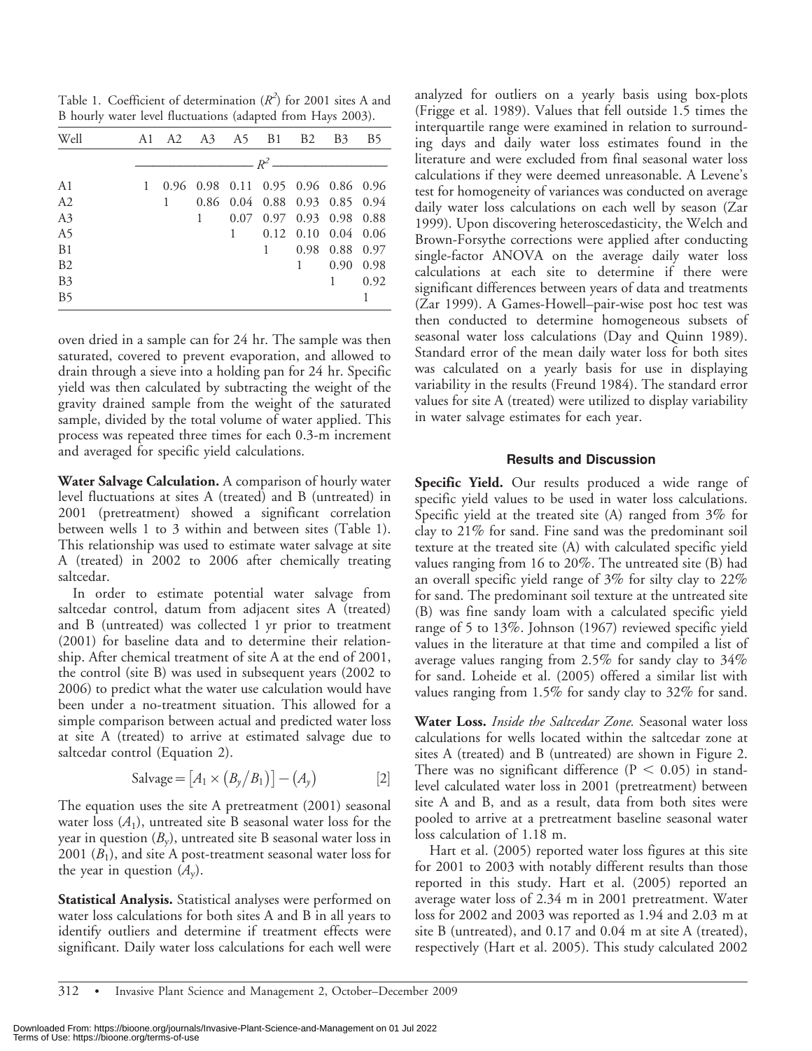Table 1. Coefficient of determination ($R^2$) for 2001 sites A and B hourly water level fluctuations (adapted from Hays 2003).

| Well | A1 | A2 | A3 | A5 | B1 | B2 | B3 | B5 |
|---|---|---|---|---|---|---|---|---|
| | $R^2$ | | | | | | | |
| A1 | 1 | 0.96 | 0.98 | 0.11 | 0.95 | 0.96 | 0.86 | 0.96 |
| A2 | | 1 | 0.86 | 0.04 | 0.88 | 0.93 | 0.85 | 0.94 |
| A3 | | | 1 | 0.07 | 0.97 | 0.93 | 0.98 | 0.88 |
| A5 | | | | 1 | 0.12 | 0.10 | 0.04 | 0.06 |
| B1 | | | | | 1 | 0.98 | 0.88 | 0.97 |
| B2 | | | | | | 1 | 0.90 | 0.98 |
| B3 | | | | | | | 1 | 0.92 |
| B5 | | | | | | | | 1 |

oven dried in a sample can for 24 hr. The sample was then saturated, covered to prevent evaporation, and allowed to drain through a sieve into a holding pan for 24 hr. Specific yield was then calculated by subtracting the weight of the gravity drained sample from the weight of the saturated sample, divided by the total volume of water applied. This process was repeated three times for each 0.3-m increment and averaged for specific yield calculations.

**Water Salvage Calculation.** A comparison of hourly water level fluctuations at sites A (treated) and B (untreated) in 2001 (pretreatment) showed a significant correlation between wells 1 to 3 within and between sites (Table 1). This relationship was used to estimate water salvage at site A (treated) in 2002 to 2006 after chemically treating saltcedar.

In order to estimate potential water salvage from saltcedar control, datum from adjacent sites A (treated) and B (untreated) was collected 1 yr prior to treatment (2001) for baseline data and to determine their relationship. After chemical treatment of site A at the end of 2001, the control (site B) was used in subsequent years (2002 to 2006) to predict what the water use calculation would have been under a no-treatment situation. This allowed for a simple comparison between actual and predicted water loss at site A (treated) to arrive at estimated salvage due to saltcedar control (Equation 2).

$$\text{Salvage} = \left[A_1 \times \left(B_y / B_1\right)\right] - \left(A_y\right) \qquad [2]$$

The equation uses the site A pretreatment (2001) seasonal water loss ($A_1$), untreated site B seasonal water loss for the year in question ($B_y$), untreated site B seasonal water loss in 2001 ($B_1$), and site A post-treatment seasonal water loss for the year in question ($A_y$).

**Statistical Analysis.** Statistical analyses were performed on water loss calculations for both sites A and B in all years to identify outliers and determine if treatment effects were significant. Daily water loss calculations for each well were analyzed for outliers on a yearly basis using box-plots (Frigge et al. 1989). Values that fell outside 1.5 times the interquartile range were examined in relation to surrounding days and daily water loss estimates found in the literature and were excluded from final seasonal water loss calculations if they were deemed unreasonable. A Levene's test for homogeneity of variances was conducted on average daily water loss calculations on each well by season (Zar 1999). Upon discovering heteroscedasticity, the Welch and Brown-Forsythe corrections were applied after conducting single-factor ANOVA on the average daily water loss calculations at each site to determine if there were significant differences between years of data and treatments (Zar 1999). A Games-Howell–pair-wise post hoc test was then conducted to determine homogeneous subsets of seasonal water loss calculations (Day and Quinn 1989). Standard error of the mean daily water loss for both sites was calculated on a yearly basis for use in displaying variability in the results (Freund 1984). The standard error values for site A (treated) were utilized to display variability in water salvage estimates for each year.

## Results and Discussion

**Specific Yield.** Our results produced a wide range of specific yield values to be used in water loss calculations. Specific yield at the treated site (A) ranged from 3% for clay to 21% for sand. Fine sand was the predominant soil texture at the treated site (A) with calculated specific yield values ranging from 16 to 20%. The untreated site (B) had an overall specific yield range of 3% for silty clay to 22% for sand. The predominant soil texture at the untreated site (B) was fine sandy loam with a calculated specific yield range of 5 to 13%. Johnson (1967) reviewed specific yield values in the literature at that time and compiled a list of average values ranging from 2.5% for sandy clay to 34% for sand. Loheide et al. (2005) offered a similar list with values ranging from 1.5% for sandy clay to 32% for sand.

**Water Loss.** *Inside the Saltcedar Zone.* Seasonal water loss calculations for wells located within the saltcedar zone at sites A (treated) and B (untreated) are shown in Figure 2. There was no significant difference ($P < 0.05$) in stand-level calculated water loss in 2001 (pretreatment) between site A and B, and as a result, data from both sites were pooled to arrive at a pretreatment baseline seasonal water loss calculation of 1.18 m.

Hart et al. (2005) reported water loss figures at this site for 2001 to 2003 with notably different results than those reported in this study. Hart et al. (2005) reported an average water loss of 2.34 m in 2001 pretreatment. Water loss for 2002 and 2003 was reported as 1.94 and 2.03 m at site B (untreated), and 0.17 and 0.04 m at site A (treated), respectively (Hart et al. 2005). This study calculated 2002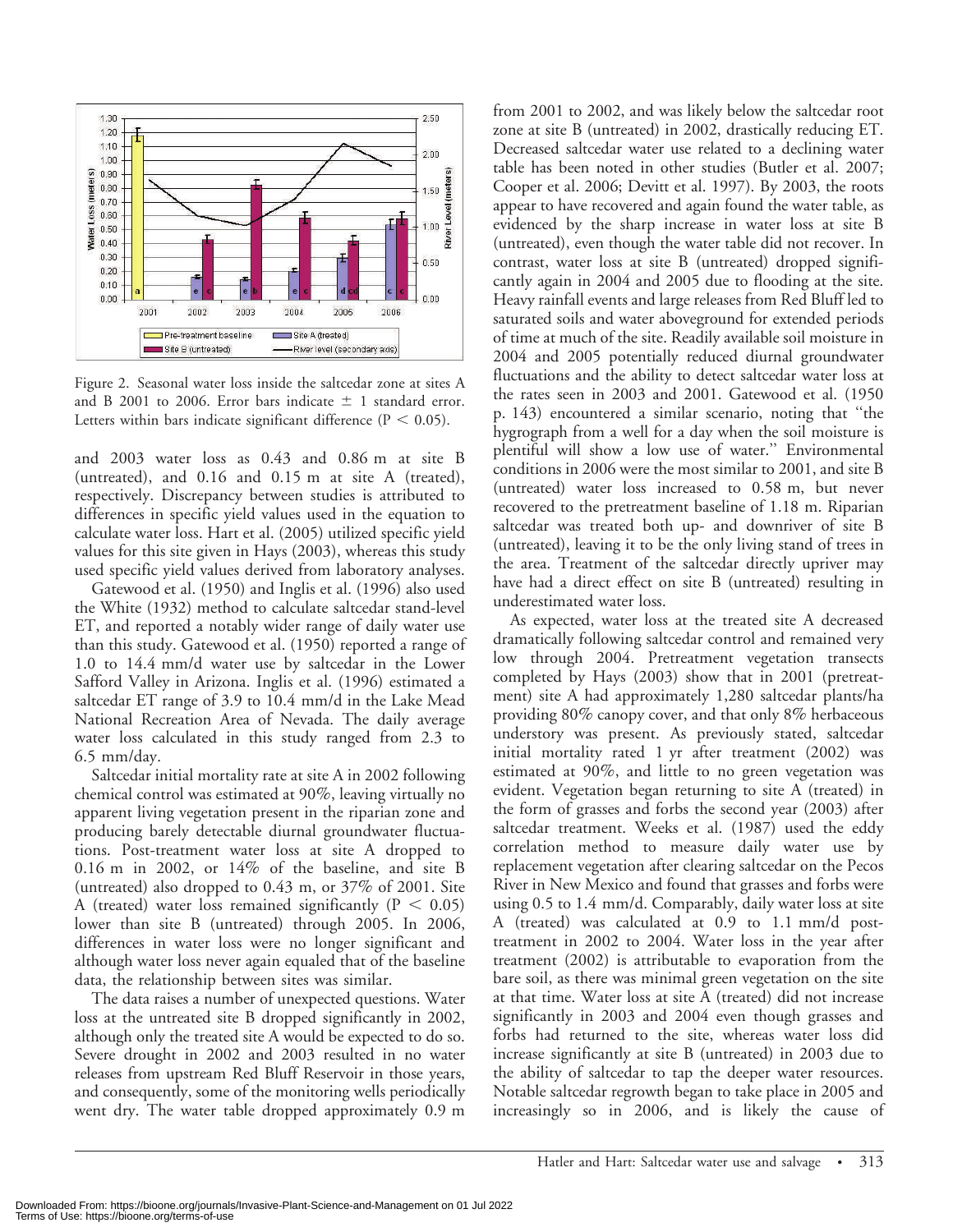Figure 2. Seasonal water loss inside the saltcedar zone at sites A and B 2001 to 2006. Error bars indicate ± 1 standard error. Letters within bars indicate significant difference ($P < 0.05$).

and 2003 water loss as 0.43 and 0.86 m at site B (untreated), and 0.16 and 0.15 m at site A (treated), respectively. Discrepancy between studies is attributed to differences in specific yield values used in the equation to calculate water loss. Hart et al. (2005) utilized specific yield values for this site given in Hays (2003), whereas this study used specific yield values derived from laboratory analyses.

Gatewood et al. (1950) and Inglis et al. (1996) also used the White (1932) method to calculate saltcedar stand-level ET, and reported a notably wider range of daily water use than this study. Gatewood et al. (1950) reported a range of 1.0 to 14.4 mm/d water use by saltcedar in the Lower Safford Valley in Arizona. Inglis et al. (1996) estimated a saltcedar ET range of 3.9 to 10.4 mm/d in the Lake Mead National Recreation Area of Nevada. The daily average water loss calculated in this study ranged from 2.3 to 6.5 mm/day.

Saltcedar initial mortality rate at site A in 2002 following chemical control was estimated at 90%, leaving virtually no apparent living vegetation present in the riparian zone and producing barely detectable diurnal groundwater fluctuations. Post-treatment water loss at site A dropped to 0.16 m in 2002, or 14% of the baseline, and site B (untreated) also dropped to 0.43 m, or 37% of 2001. Site A (treated) water loss remained significantly ($P < 0.05$) lower than site B (untreated) through 2005. In 2006, differences in water loss were no longer significant and although water loss never again equaled that of the baseline data, the relationship between sites was similar.

The data raises a number of unexpected questions. Water loss at the untreated site B dropped significantly in 2002, although only the treated site A would be expected to do so. Severe drought in 2002 and 2003 resulted in no water releases from upstream Red Bluff Reservoir in those years, and consequently, some of the monitoring wells periodically went dry. The water table dropped approximately 0.9 m from 2001 to 2002, and was likely below the saltcedar root zone at site B (untreated) in 2002, drastically reducing ET. Decreased saltcedar water use related to a declining water table has been noted in other studies (Butler et al. 2007; Cooper et al. 2006; Devitt et al. 1997). By 2003, the roots appear to have recovered and again found the water table, as evidenced by the sharp increase in water loss at site B (untreated), even though the water table did not recover. In contrast, water loss at site B (untreated) dropped significantly again in 2004 and 2005 due to flooding at the site. Heavy rainfall events and large releases from Red Bluff led to saturated soils and water aboveground for extended periods of time at much of the site. Readily available soil moisture in 2004 and 2005 potentially reduced diurnal groundwater fluctuations and the ability to detect saltcedar water loss at the rates seen in 2003 and 2001. Gatewood et al. (1950 p. 143) encountered a similar scenario, noting that "the hygrograph from a well for a day when the soil moisture is plentiful will show a low use of water." Environmental conditions in 2006 were the most similar to 2001, and site B (untreated) water loss increased to 0.58 m, but never recovered to the pretreatment baseline of 1.18 m. Riparian saltcedar was treated both up- and downriver of site B (untreated), leaving it to be the only living stand of trees in the area. Treatment of the saltcedar directly upriver may have had a direct effect on site B (untreated) resulting in underestimated water loss.

As expected, water loss at the treated site A decreased dramatically following saltcedar control and remained very low through 2004. Pretreatment vegetation transects completed by Hays (2003) show that in 2001 (pretreatment) site A had approximately 1,280 saltcedar plants/ha providing 80% canopy cover, and that only 8% herbaceous understory was present. As previously stated, saltcedar initial mortality rated 1 yr after treatment (2002) was estimated at 90%, and little to no green vegetation was evident. Vegetation began returning to site A (treated) in the form of grasses and forbs the second year (2003) after saltcedar treatment. Weeks et al. (1987) used the eddy correlation method to measure daily water use by replacement vegetation after clearing saltcedar on the Pecos River in New Mexico and found that grasses and forbs were using 0.5 to 1.4 mm/d. Comparably, daily water loss at site A (treated) was calculated at 0.9 to 1.1 mm/d post-treatment in 2002 to 2004. Water loss in the year after treatment (2002) is attributable to evaporation from the bare soil, as there was minimal green vegetation on the site at that time. Water loss at site A (treated) did not increase significantly in 2003 and 2004 even though grasses and forbs had returned to the site, whereas water loss did increase significantly at site B (untreated) in 2003 due to the ability of saltcedar to tap the deeper water resources. Notable saltcedar regrowth began to take place in 2005 and increasingly so in 2006, and is likely the cause of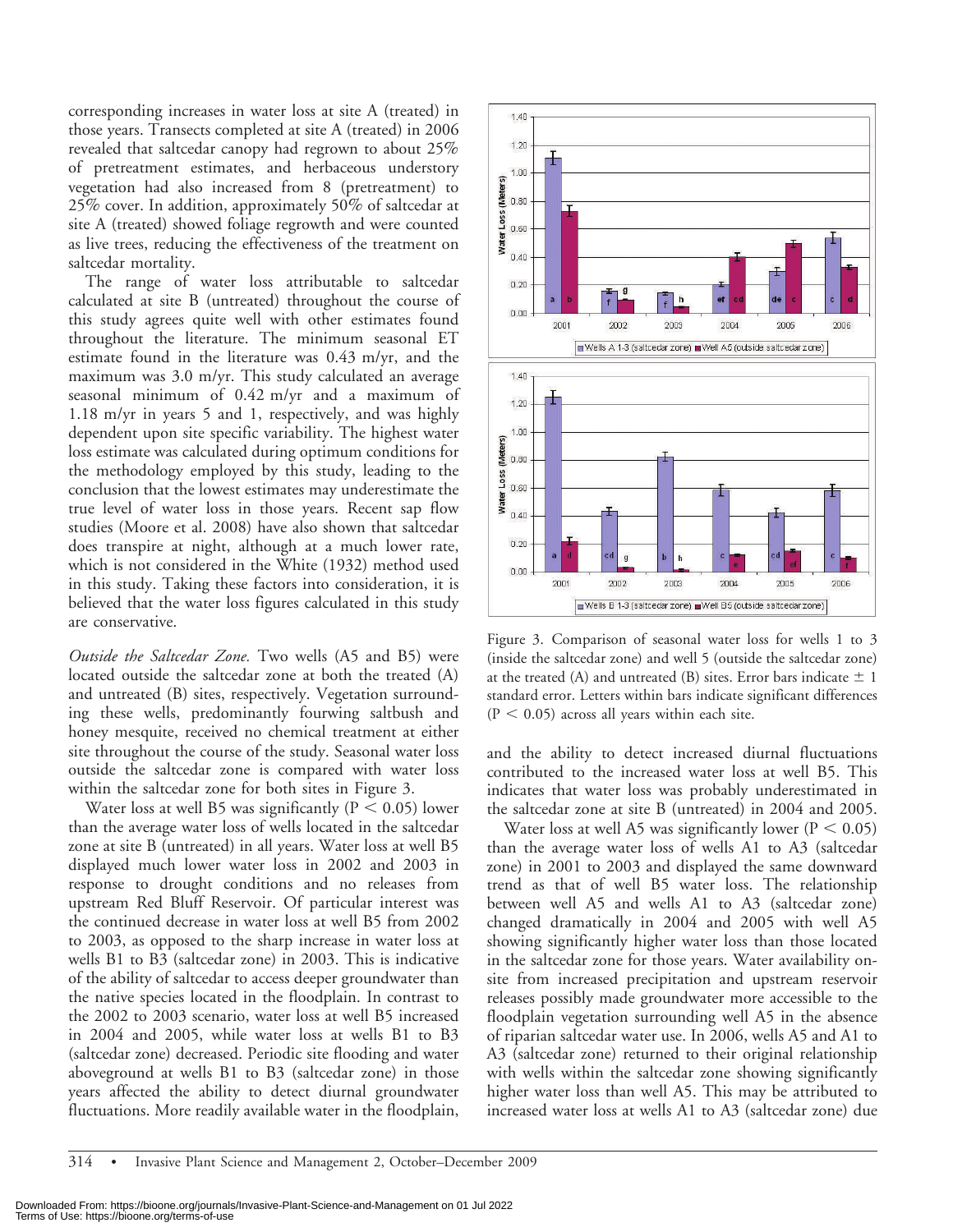corresponding increases in water loss at site A (treated) in those years. Transects completed at site A (treated) in 2006 revealed that saltcedar canopy had regrown to about 25% of pretreatment estimates, and herbaceous understory vegetation had also increased from 8 (pretreatment) to 25% cover. In addition, approximately 50% of saltcedar at site A (treated) showed foliage regrowth and were counted as live trees, reducing the effectiveness of the treatment on saltcedar mortality.

The range of water loss attributable to saltcedar calculated at site B (untreated) throughout the course of this study agrees quite well with other estimates found throughout the literature. The minimum seasonal ET estimate found in the literature was 0.43 m/yr, and the maximum was 3.0 m/yr. This study calculated an average seasonal minimum of 0.42 m/yr and a maximum of 1.18 m/yr in years 5 and 1, respectively, and was highly dependent upon site specific variability. The highest water loss estimate was calculated during optimum conditions for the methodology employed by this study, leading to the conclusion that the lowest estimates may underestimate the true level of water loss in those years. Recent sap flow studies (Moore et al. 2008) have also shown that saltcedar does transpire at night, although at a much lower rate, which is not considered in the White (1932) method used in this study. Taking these factors into consideration, it is believed that the water loss figures calculated in this study are conservative.

*Outside the Saltcedar Zone.* Two wells (A5 and B5) were located outside the saltcedar zone at both the treated (A) and untreated (B) sites, respectively. Vegetation surrounding these wells, predominantly fourwing saltbush and honey mesquite, received no chemical treatment at either site throughout the course of the study. Seasonal water loss outside the saltcedar zone is compared with water loss within the saltcedar zone for both sites in Figure 3.

Water loss at well B5 was significantly ($P < 0.05$) lower than the average water loss of wells located in the saltcedar zone at site B (untreated) in all years. Water loss at well B5 displayed much lower water loss in 2002 and 2003 in response to drought conditions and no releases from upstream Red Bluff Reservoir. Of particular interest was the continued decrease in water loss at well B5 from 2002 to 2003, as opposed to the sharp increase in water loss at wells B1 to B3 (saltcedar zone) in 2003. This is indicative of the ability of saltcedar to access deeper groundwater than the native species located in the floodplain. In contrast to the 2002 to 2003 scenario, water loss at well B5 increased in 2004 and 2005, while water loss at wells B1 to B3 (saltcedar zone) decreased. Periodic site flooding and water aboveground at wells B1 to B3 (saltcedar zone) in those years affected the ability to detect diurnal groundwater fluctuations. More readily available water in the floodplain, and the ability to detect increased diurnal fluctuations contributed to the increased water loss at well B5. This indicates that water loss was probably underestimated in the saltcedar zone at site B (untreated) in 2004 and 2005.

Water loss at well A5 was significantly lower ($P < 0.05$) than the average water loss of wells A1 to A3 (saltcedar zone) in 2001 to 2003 and displayed the same downward trend as that of well B5 water loss. The relationship between well A5 and wells A1 to A3 (saltcedar zone) changed dramatically in 2004 and 2005 with well A5 showing significantly higher water loss than those located in the saltcedar zone for those years. Water availability on-site from increased precipitation and upstream reservoir releases possibly made groundwater more accessible to the floodplain vegetation surrounding well A5 in the absence of riparian saltcedar water use. In 2006, wells A5 and A1 to A3 (saltcedar zone) returned to their original relationship with wells within the saltcedar zone showing significantly higher water loss than well A5. This may be attributed to increased water loss at wells A1 to A3 (saltcedar zone) due

Figure 3. Comparison of seasonal water loss for wells 1 to 3 (inside the saltcedar zone) and well 5 (outside the saltcedar zone) at the treated (A) and untreated (B) sites. Error bars indicate $\pm$ 1 standard error. Letters within bars indicate significant differences ($P < 0.05$) across all years within each site.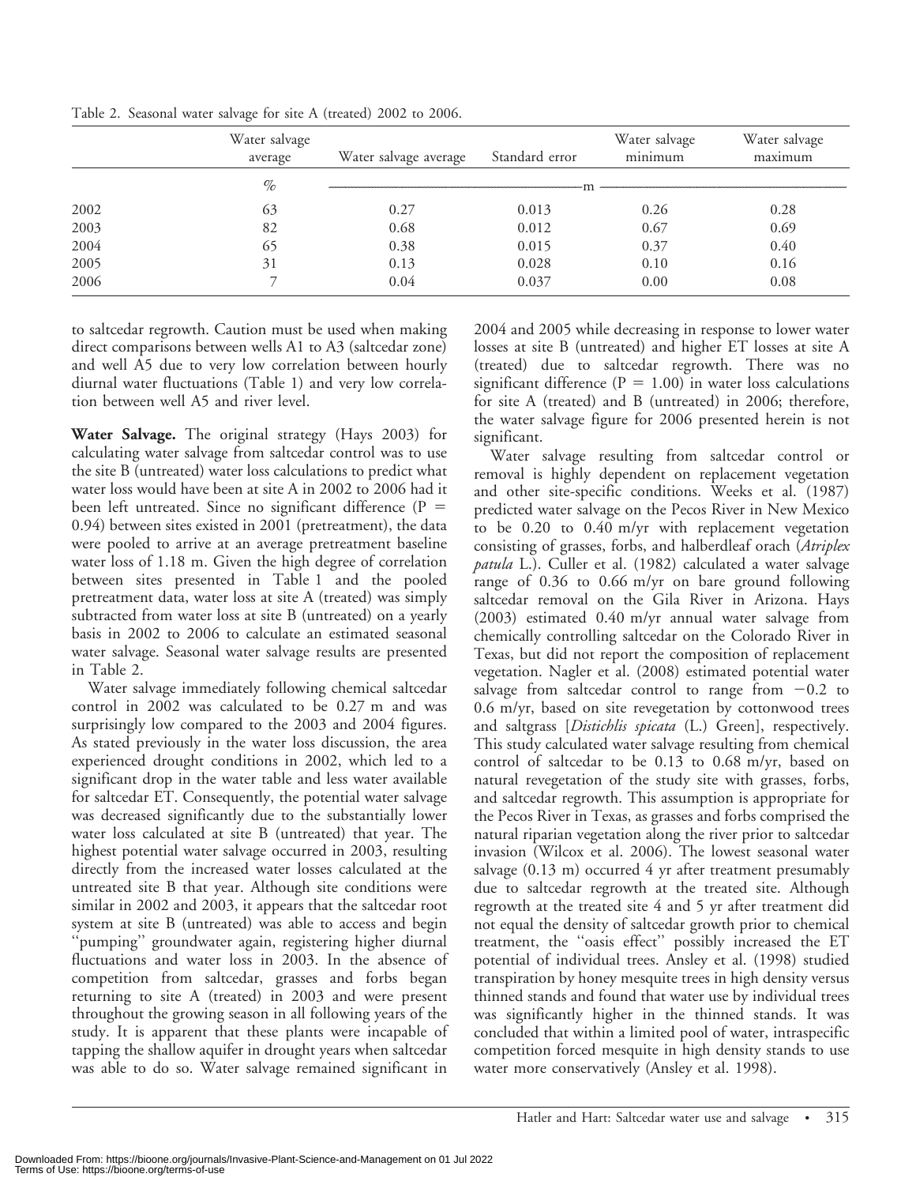Table 2. Seasonal water salvage for site A (treated) 2002 to 2006.

| | Water salvage average | Water salvage average | Standard error | Water salvage minimum | Water salvage maximum |
|---|---|---|---|---|---|
| | % | m | | | |
| 2002 | 63 | 0.27 | 0.013 | 0.26 | 0.28 |
| 2003 | 82 | 0.68 | 0.012 | 0.67 | 0.69 |
| 2004 | 65 | 0.38 | 0.015 | 0.37 | 0.40 |
| 2005 | 31 | 0.13 | 0.028 | 0.10 | 0.16 |
| 2006 | 7 | 0.04 | 0.037 | 0.00 | 0.08 |

to saltcedar regrowth. Caution must be used when making direct comparisons between wells A1 to A3 (saltcedar zone) and well A5 due to very low correlation between hourly diurnal water fluctuations (Table 1) and very low correlation between well A5 and river level.

**Water Salvage.** The original strategy (Hays 2003) for calculating water salvage from saltcedar control was to use the site B (untreated) water loss calculations to predict what water loss would have been at site A in 2002 to 2006 had it been left untreated. Since no significant difference ($P = 0.94$) between sites existed in 2001 (pretreatment), the data were pooled to arrive at an average pretreatment baseline water loss of 1.18 m. Given the high degree of correlation between sites presented in Table 1 and the pooled pretreatment data, water loss at site A (treated) was simply subtracted from water loss at site B (untreated) on a yearly basis in 2002 to 2006 to calculate an estimated seasonal water salvage. Seasonal water salvage results are presented in Table 2.

Water salvage immediately following chemical saltcedar control in 2002 was calculated to be 0.27 m and was surprisingly low compared to the 2003 and 2004 figures. As stated previously in the water loss discussion, the area experienced drought conditions in 2002, which led to a significant drop in the water table and less water available for saltcedar ET. Consequently, the potential water salvage was decreased significantly due to the substantially lower water loss calculated at site B (untreated) that year. The highest potential water salvage occurred in 2003, resulting directly from the increased water losses calculated at the untreated site B that year. Although site conditions were similar in 2002 and 2003, it appears that the saltcedar root system at site B (untreated) was able to access and begin "pumping" groundwater again, registering higher diurnal fluctuations and water loss in 2003. In the absence of competition from saltcedar, grasses and forbs began returning to site A (treated) in 2003 and were present throughout the growing season in all following years of the study. It is apparent that these plants were incapable of tapping the shallow aquifer in drought years when saltcedar was able to do so. Water salvage remained significant in 2004 and 2005 while decreasing in response to lower water losses at site B (untreated) and higher ET losses at site A (treated) due to saltcedar regrowth. There was no significant difference ($P = 1.00$) in water loss calculations for site A (treated) and B (untreated) in 2006; therefore, the water salvage figure for 2006 presented herein is not significant.

Water salvage resulting from saltcedar control or removal is highly dependent on replacement vegetation and other site-specific conditions. Weeks et al. (1987) predicted water salvage on the Pecos River in New Mexico to be 0.20 to 0.40 m/yr with replacement vegetation consisting of grasses, forbs, and halberdleaf orach (*Atriplex patula* L.). Culler et al. (1982) calculated a water salvage range of 0.36 to 0.66 m/yr on bare ground following saltcedar removal on the Gila River in Arizona. Hays (2003) estimated 0.40 m/yr annual water salvage from chemically controlling saltcedar on the Colorado River in Texas, but did not report the composition of replacement vegetation. Nagler et al. (2008) estimated potential water salvage from saltcedar control to range from $-0.2$ to 0.6 m/yr, based on site revegetation by cottonwood trees and saltgrass [*Distichlis spicata* (L.) Green], respectively. This study calculated water salvage resulting from chemical control of saltcedar to be 0.13 to 0.68 m/yr, based on natural revegetation of the study site with grasses, forbs, and saltcedar regrowth. This assumption is appropriate for the Pecos River in Texas, as grasses and forbs comprised the natural riparian vegetation along the river prior to saltcedar invasion (Wilcox et al. 2006). The lowest seasonal water salvage (0.13 m) occurred 4 yr after treatment presumably due to saltcedar regrowth at the treated site. Although regrowth at the treated site 4 and 5 yr after treatment did not equal the density of saltcedar growth prior to chemical treatment, the "oasis effect" possibly increased the ET potential of individual trees. Ansley et al. (1998) studied transpiration by honey mesquite trees in high density versus thinned stands and found that water use by individual trees was significantly higher in the thinned stands. It was concluded that within a limited pool of water, intraspecific competition forced mesquite in high density stands to use water more conservatively (Ansley et al. 1998).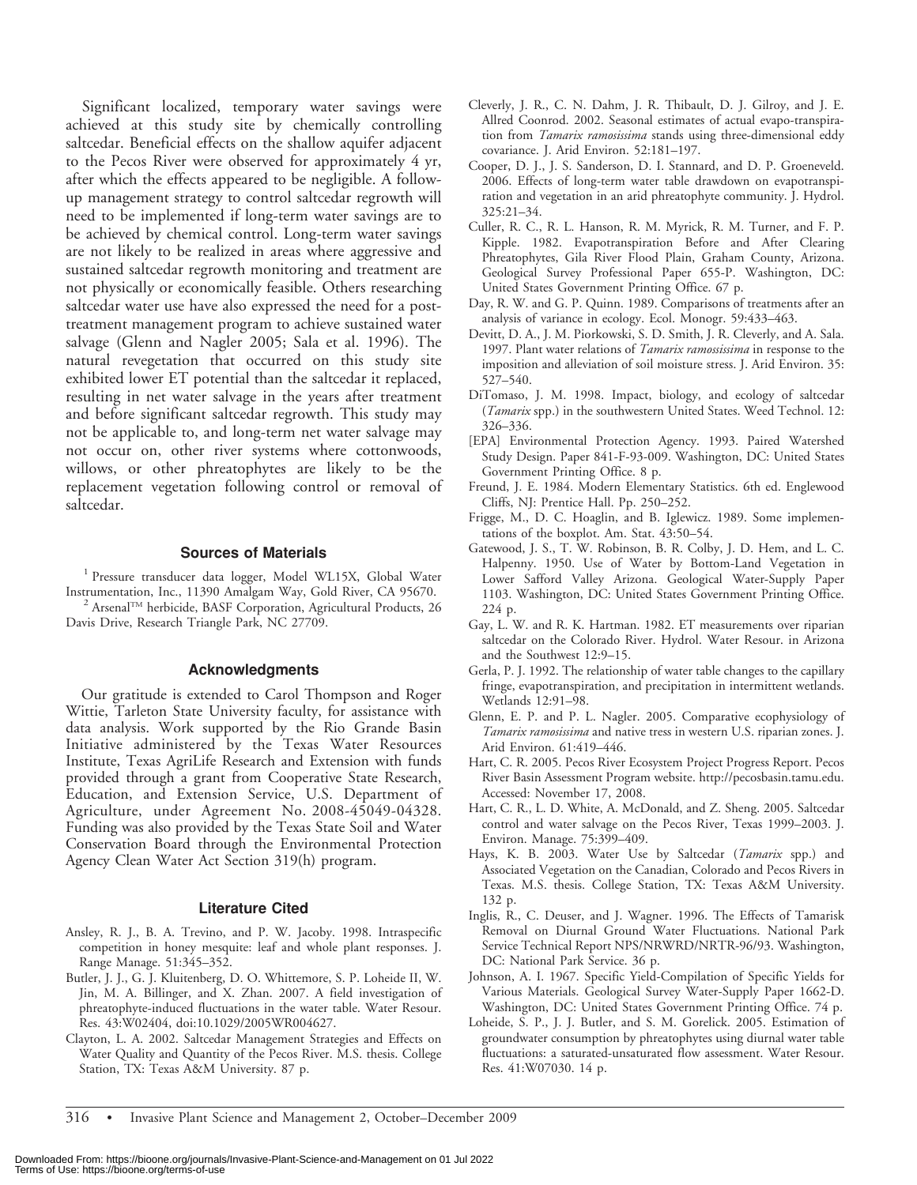Significant localized, temporary water savings were achieved at this study site by chemically controlling saltcedar. Beneficial effects on the shallow aquifer adjacent to the Pecos River were observed for approximately 4 yr, after which the effects appeared to be negligible. A follow-up management strategy to control saltcedar regrowth will need to be implemented if long-term water savings are to be achieved by chemical control. Long-term water savings are not likely to be realized in areas where aggressive and sustained saltcedar regrowth monitoring and treatment are not physically or economically feasible. Others researching saltcedar water use have also expressed the need for a post-treatment management program to achieve sustained water salvage (Glenn and Nagler 2005; Sala et al. 1996). The natural revegetation that occurred on this study site exhibited lower ET potential than the saltcedar it replaced, resulting in net water salvage in the years after treatment and before significant saltcedar regrowth. This study may not be applicable to, and long-term net water salvage may not occur on, other river systems where cottonwoods, willows, or other phreatophytes are likely to be the replacement vegetation following control or removal of saltcedar.

## Sources of Materials

[1] Pressure transducer data logger, Model WL15X, Global Water Instrumentation, Inc., 11390 Amalgam Way, Gold River, CA 95670.

[2] Arsenal™ herbicide, BASF Corporation, Agricultural Products, 26 Davis Drive, Research Triangle Park, NC 27709.

## Acknowledgments

Our gratitude is extended to Carol Thompson and Roger Wittie, Tarleton State University faculty, for assistance with data analysis. Work supported by the Rio Grande Basin Initiative administered by the Texas Water Resources Institute, Texas AgriLife Research and Extension with funds provided through a grant from Cooperative State Research, Education, and Extension Service, U.S. Department of Agriculture, under Agreement No. 2008-45049-04328. Funding was also provided by the Texas State Soil and Water Conservation Board through the Environmental Protection Agency Clean Water Act Section 319(h) program.

## Literature Cited

Ansley, R. J., B. A. Trevino, and P. W. Jacoby. 1998. Intraspecific competition in honey mesquite: leaf and whole plant responses. J. Range Manage. 51:345–352.

Butler, J. J., G. J. Kluitenberg, D. O. Whittemore, S. P. Loheide II, W. Jin, M. A. Billinger, and X. Zhan. 2007. A field investigation of phreatophyte-induced fluctuations in the water table. Water Resour. Res. 43:W02404, doi:10.1029/2005WR004627.

Clayton, L. A. 2002. Saltcedar Management Strategies and Effects on Water Quality and Quantity of the Pecos River. M.S. thesis. College Station, TX: Texas A&M University. 87 p.

Cleverly, J. R., C. N. Dahm, J. R. Thibault, D. J. Gilroy, and J. E. Allred Coonrod. 2002. Seasonal estimates of actual evapo-transpiration from *Tamarix ramosissima* stands using three-dimensional eddy covariance. J. Arid Environ. 52:181–197.

Cooper, D. J., J. S. Sanderson, D. I. Stannard, and D. P. Groeneveld. 2006. Effects of long-term water table drawdown on evapotranspiration and vegetation in an arid phreatophyte community. J. Hydrol. 325:21–34.

Culler, R. C., R. L. Hanson, R. M. Myrick, R. M. Turner, and F. P. Kipple. 1982. Evapotranspiration Before and After Clearing Phreatophytes, Gila River Flood Plain, Graham County, Arizona. Geological Survey Professional Paper 655-P. Washington, DC: United States Government Printing Office. 67 p.

Day, R. W. and G. P. Quinn. 1989. Comparisons of treatments after an analysis of variance in ecology. Ecol. Monogr. 59:433–463.

Devitt, D. A., J. M. Piorkowski, S. D. Smith, J. R. Cleverly, and A. Sala. 1997. Plant water relations of *Tamarix ramossissima* in response to the imposition and alleviation of soil moisture stress. J. Arid Environ. 35: 527–540.

DiTomaso, J. M. 1998. Impact, biology, and ecology of saltcedar (*Tamarix* spp.) in the southwestern United States. Weed Technol. 12: 326–336.

[EPA] Environmental Protection Agency. 1993. Paired Watershed Study Design. Paper 841-F-93-009. Washington, DC: United States Government Printing Office. 8 p.

Freund, J. E. 1984. Modern Elementary Statistics. 6th ed. Englewood Cliffs, NJ: Prentice Hall. Pp. 250–252.

Frigge, M., D. C. Hoaglin, and B. Iglewicz. 1989. Some implementations of the boxplot. Am. Stat. 43:50–54.

Gatewood, J. S., T. W. Robinson, B. R. Colby, J. D. Hem, and L. C. Halpenny. 1950. Use of Water by Bottom-Land Vegetation in Lower Safford Valley Arizona. Geological Water-Supply Paper 1103. Washington, DC: United States Government Printing Office. 224 p.

Gay, L. W. and R. K. Hartman. 1982. ET measurements over riparian saltcedar on the Colorado River. Hydrol. Water Resour. in Arizona and the Southwest 12:9–15.

Gerla, P. J. 1992. The relationship of water table changes to the capillary fringe, evapotranspiration, and precipitation in intermittent wetlands. Wetlands 12:91–98.

Glenn, E. P. and P. L. Nagler. 2005. Comparative ecophysiology of *Tamarix ramosissima* and native tress in western U.S. riparian zones. J. Arid Environ. 61:419–446.

Hart, C. R. 2005. Pecos River Ecosystem Project Progress Report. Pecos River Basin Assessment Program website. http://pecosbasin.tamu.edu. Accessed: November 17, 2008.

Hart, C. R., L. D. White, A. McDonald, and Z. Sheng. 2005. Saltcedar control and water salvage on the Pecos River, Texas 1999–2003. J. Environ. Manage. 75:399–409.

Hays, K. B. 2003. Water Use by Saltcedar (*Tamarix* spp.) and Associated Vegetation on the Canadian, Colorado and Pecos Rivers in Texas. M.S. thesis. College Station, TX: Texas A&M University. 132 p.

Inglis, R., C. Deuser, and J. Wagner. 1996. The Effects of Tamarisk Removal on Diurnal Ground Water Fluctuations. National Park Service Technical Report NPS/NRWRD/NRTR-96/93. Washington, DC: National Park Service. 36 p.

Johnson, A. I. 1967. Specific Yield-Compilation of Specific Yields for Various Materials. Geological Survey Water-Supply Paper 1662-D. Washington, DC: United States Government Printing Office. 74 p.

Loheide, S. P., J. J. Butler, and S. M. Gorelick. 2005. Estimation of groundwater consumption by phreatophytes using diurnal water table fluctuations: a saturated-unsaturated flow assessment. Water Resour. Res. 41:W07030. 14 p.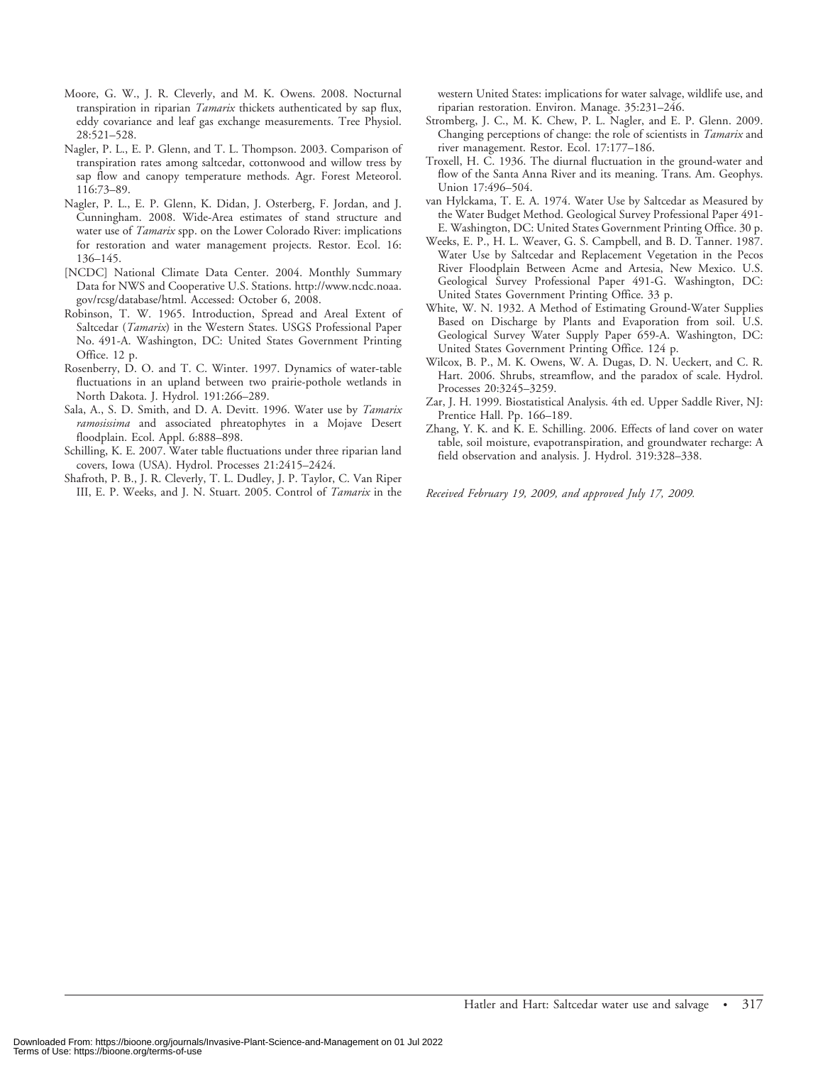Moore, G. W., J. R. Cleverly, and M. K. Owens. 2008. Nocturnal transpiration in riparian *Tamarix* thickets authenticated by sap flux, eddy covariance and leaf gas exchange measurements. Tree Physiol. 28:521–528.

Nagler, P. L., E. P. Glenn, and T. L. Thompson. 2003. Comparison of transpiration rates among saltcedar, cottonwood and willow tress by sap flow and canopy temperature methods. Agr. Forest Meteorol. 116:73–89.

Nagler, P. L., E. P. Glenn, K. Didan, J. Osterberg, F. Jordan, and J. Cunningham. 2008. Wide-Area estimates of stand structure and water use of *Tamarix* spp. on the Lower Colorado River: implications for restoration and water management projects. Restor. Ecol. 16: 136–145.

[NCDC] National Climate Data Center. 2004. Monthly Summary Data for NWS and Cooperative U.S. Stations. http://www.ncdc.noaa.gov/rcsg/database/html. Accessed: October 6, 2008.

Robinson, T. W. 1965. Introduction, Spread and Areal Extent of Saltcedar (*Tamarix*) in the Western States. USGS Professional Paper No. 491-A. Washington, DC: United States Government Printing Office. 12 p.

Rosenberry, D. O. and T. C. Winter. 1997. Dynamics of water-table fluctuations in an upland between two prairie-pothole wetlands in North Dakota. J. Hydrol. 191:266–289.

Sala, A., S. D. Smith, and D. A. Devitt. 1996. Water use by *Tamarix ramosissima* and associated phreatophytes in a Mojave Desert floodplain. Ecol. Appl. 6:888–898.

Schilling, K. E. 2007. Water table fluctuations under three riparian land covers, Iowa (USA). Hydrol. Processes 21:2415–2424.

Shafroth, P. B., J. R. Cleverly, T. L. Dudley, J. P. Taylor, C. Van Riper III, E. P. Weeks, and J. N. Stuart. 2005. Control of *Tamarix* in the western United States: implications for water salvage, wildlife use, and riparian restoration. Environ. Manage. 35:231–246.

Stromberg, J. C., M. K. Chew, P. L. Nagler, and E. P. Glenn. 2009. Changing perceptions of change: the role of scientists in *Tamarix* and river management. Restor. Ecol. 17:177–186.

Troxell, H. C. 1936. The diurnal fluctuation in the ground-water and flow of the Santa Anna River and its meaning. Trans. Am. Geophys. Union 17:496–504.

van Hylckama, T. E. A. 1974. Water Use by Saltcedar as Measured by the Water Budget Method. Geological Survey Professional Paper 491-E. Washington, DC: United States Government Printing Office. 30 p.

Weeks, E. P., H. L. Weaver, G. S. Campbell, and B. D. Tanner. 1987. Water Use by Saltcedar and Replacement Vegetation in the Pecos River Floodplain Between Acme and Artesia, New Mexico. U.S. Geological Survey Professional Paper 491-G. Washington, DC: United States Government Printing Office. 33 p.

White, W. N. 1932. A Method of Estimating Ground-Water Supplies Based on Discharge by Plants and Evaporation from soil. U.S. Geological Survey Water Supply Paper 659-A. Washington, DC: United States Government Printing Office. 124 p.

Wilcox, B. P., M. K. Owens, W. A. Dugas, D. N. Ueckert, and C. R. Hart. 2006. Shrubs, streamflow, and the paradox of scale. Hydrol. Processes 20:3245–3259.

Zar, J. H. 1999. Biostatistical Analysis. 4th ed. Upper Saddle River, NJ: Prentice Hall. Pp. 166–189.

Zhang, Y. K. and K. E. Schilling. 2006. Effects of land cover on water table, soil moisture, evapotranspiration, and groundwater recharge: A field observation and analysis. J. Hydrol. 319:328–338.

*Received February 19, 2009, and approved July 17, 2009.*